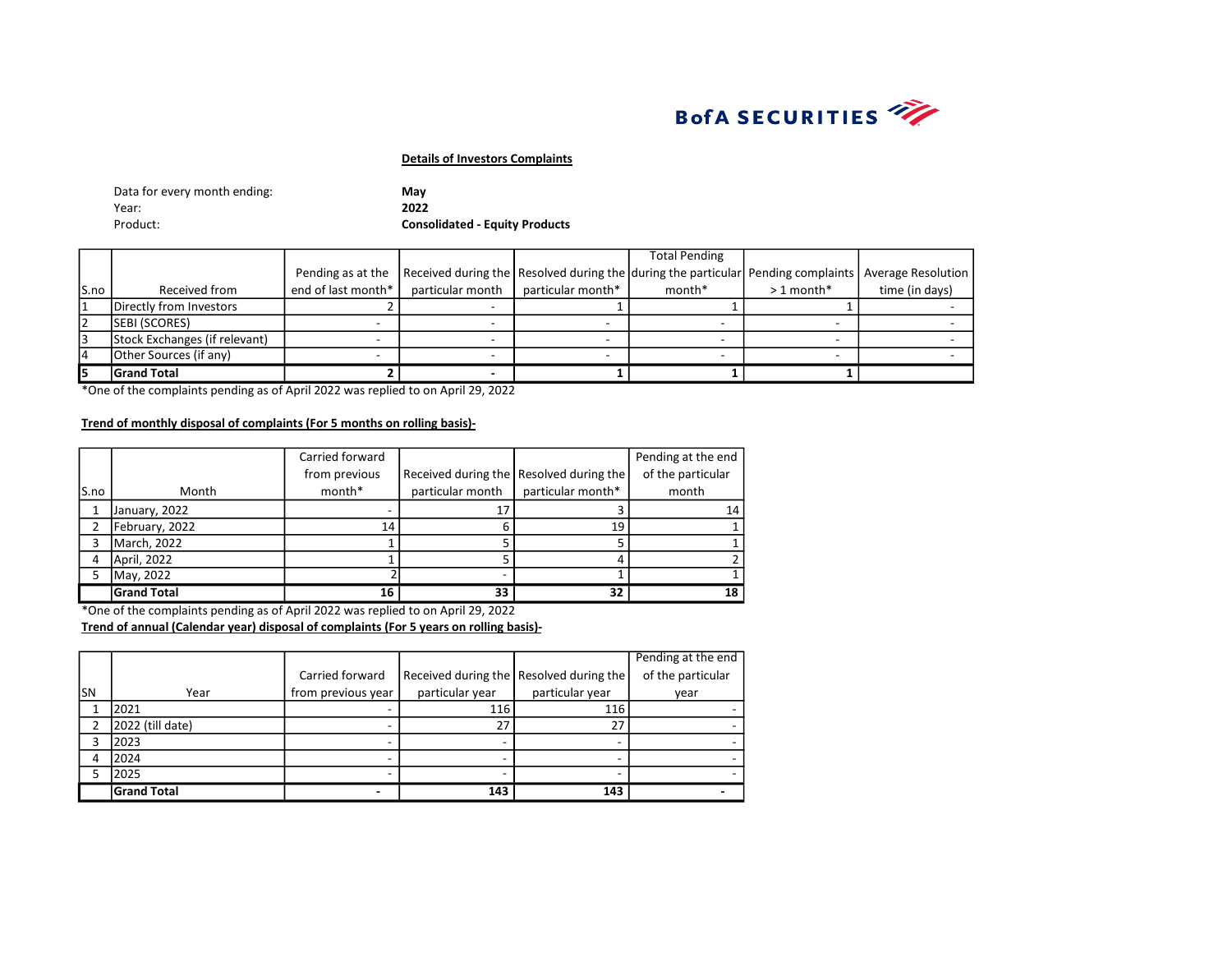BofA SECURITIES

**Details of Investors Complaints**

Data for every month ending: **May**
Year: **2022**
Product: **Consolidated - Equity Products**

| S.no | Received from | Pending as at the end of last month* | Received during the particular month | Resolved during the particular month* | Total Pending during the particular month* | Pending complaints > 1 month* | Average Resolution time (in days) |
|---|---|---|---|---|---|---|---|
| 1 | Directly from Investors | 2 | - | 1 | 1 | 1 | - |
| 2 | SEBI (SCORES) | - | - | - | - | - | - |
| 3 | Stock Exchanges (if relevant) | - | - | - | - | - | - |
| 4 | Other Sources (if any) | - | - | - | - | - | - |
| 5 | **Grand Total** | **2** | **-** | **1** | **1** | **1** | |

*One of the complaints pending as of April 2022 was replied to on April 29, 2022

**Trend of monthly disposal of complaints (For 5 months on rolling basis)-**

| S.no | Month | Carried forward from previous month* | Received during the particular month | Resolved during the particular month* | Pending at the end of the particular month |
|---|---|---|---|---|---|
| 1 | January, 2022 | - | 17 | 3 | 14 |
| 2 | February, 2022 | 14 | 6 | 19 | 1 |
| 3 | March, 2022 | 1 | 5 | 5 | 1 |
| 4 | April, 2022 | 1 | 5 | 4 | 2 |
| 5 | May, 2022 | 2 | - | 1 | 1 |
| | **Grand Total** | **16** | **33** | **32** | **18** |

*One of the complaints pending as of April 2022 was replied to on April 29, 2022

**Trend of annual (Calendar year) disposal of complaints (For 5 years on rolling basis)-**

| SN | Year | Carried forward from previous year | Received during the particular year | Resolved during the particular year | Pending at the end of the particular year |
|---|---|---|---|---|---|
| 1 | 2021 | - | 116 | 116 | - |
| 2 | 2022 (till date) | - | 27 | 27 | - |
| 3 | 2023 | - | - | - | - |
| 4 | 2024 | - | - | - | - |
| 5 | 2025 | - | - | - | - |
| | **Grand Total** | **-** | **143** | **143** | **-** |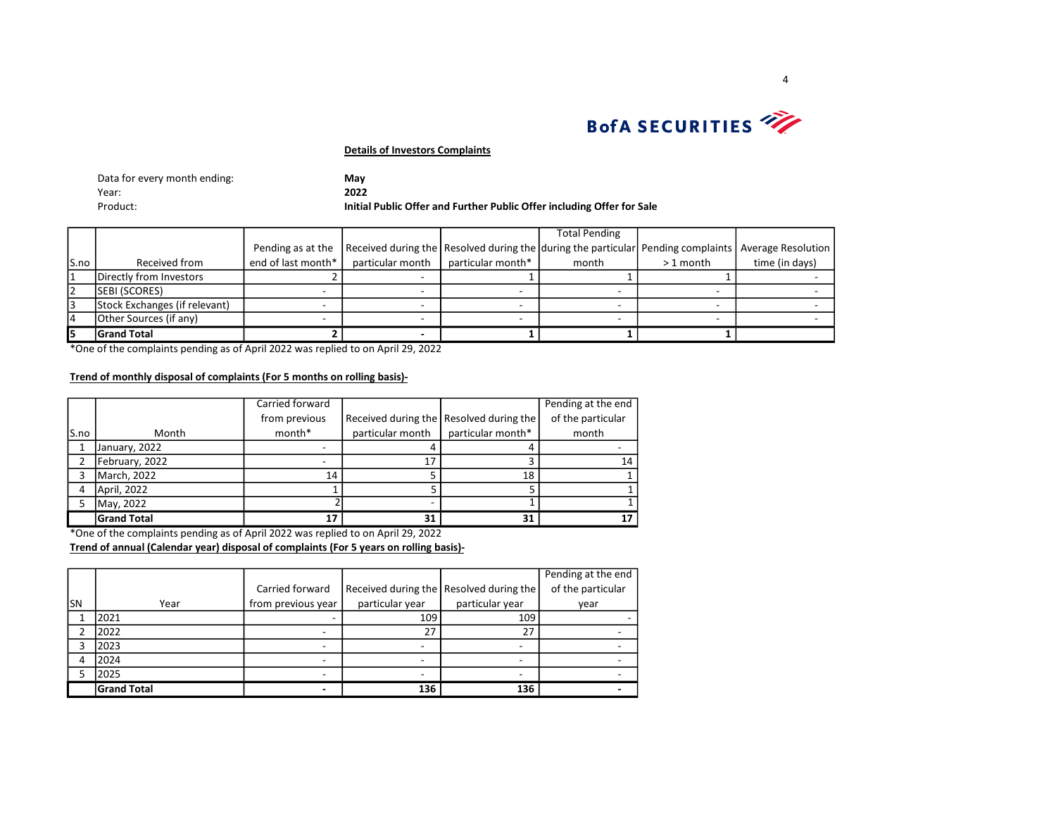**BofA SECURITIES**

## Details of Investors Complaints

Data for every month ending: **May**
Year: **2022**
Product: **Initial Public Offer and Further Public Offer including Offer for Sale**

| S.no | Received from | Pending as at the end of last month* | Received during the particular month | Resolved during the particular month* | Total Pending during the particular month | Pending complaints > 1 month | Average Resolution time (in days) |
|---|---|---|---|---|---|---|---|
| 1 | Directly from Investors | 2 | - | 1 | 1 | 1 | - |
| 2 | SEBI (SCORES) | - | - | - | - | - | - |
| 3 | Stock Exchanges (if relevant) | - | - | - | - | - | - |
| 4 | Other Sources (if any) | - | - | - | - | - | - |
| **5** | **Grand Total** | **2** | **-** | **1** | **1** | **1** | |

*One of the complaints pending as of April 2022 was replied to on April 29, 2022

**Trend of monthly disposal of complaints (For 5 months on rolling basis)-**

| S.no | Month | Carried forward from previous month* | Received during the particular month | Resolved during the particular month* | Pending at the end of the particular month |
|---|---|---|---|---|---|
| 1 | January, 2022 | - | 4 | 4 | - |
| 2 | February, 2022 | - | 17 | 3 | 14 |
| 3 | March, 2022 | 14 | 5 | 18 | 1 |
| 4 | April, 2022 | 1 | 5 | 5 | 1 |
| 5 | May, 2022 | 2 | - | 1 | 1 |
| | **Grand Total** | **17** | **31** | **31** | **17** |

*One of the complaints pending as of April 2022 was replied to on April 29, 2022

**Trend of annual (Calendar year) disposal of complaints (For 5 years on rolling basis)-**

| SN | Year | Carried forward from previous year | Received during the particular year | Resolved during the particular year | Pending at the end of the particular year |
|---|---|---|---|---|---|
| 1 | 2021 | - | 109 | 109 | - |
| 2 | 2022 | - | 27 | 27 | - |
| 3 | 2023 | - | - | - | - |
| 4 | 2024 | - | - | - | - |
| 5 | 2025 | - | - | - | - |
| | **Grand Total** | **-** | **136** | **136** | **-** |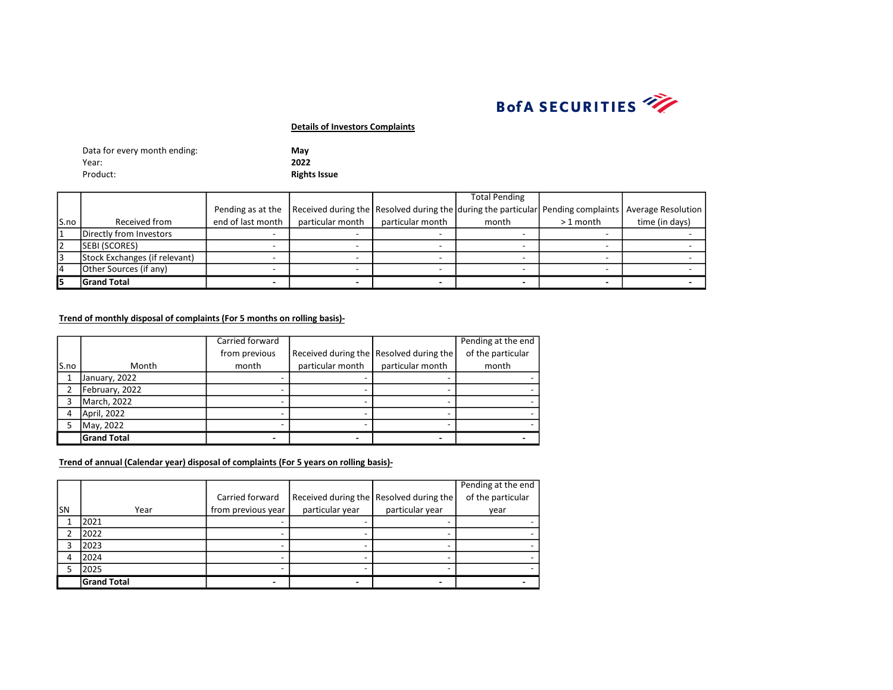BofA SECURITIES

## Details of Investors Complaints

Data for every month ending: **May**
Year: **2022**
Product: **Rights Issue**

| S.no | Received from | Pending as at the end of last month | Received during the particular month | Resolved during the particular month | Total Pending during the particular month | Pending complaints > 1 month | Average Resolution time (in days) |
|---|---|---|---|---|---|---|---|
| 1 | Directly from Investors | - | - | - | - | - | - |
| 2 | SEBI (SCORES) | - | - | - | - | - | - |
| 3 | Stock Exchanges (if relevant) | - | - | - | - | - | - |
| 4 | Other Sources (if any) | - | - | - | - | - | - |
| **5** | **Grand Total** | **-** | **-** | **-** | **-** | **-** | **-** |

**Trend of monthly disposal of complaints (For 5 months on rolling basis)-**

| S.no | Month | Carried forward from previous month | Received during the particular month | Resolved during the particular month | Pending at the end of the particular month |
|---|---|---|---|---|---|
| 1 | January, 2022 | - | - | - | - |
| 2 | February, 2022 | - | - | - | - |
| 3 | March, 2022 | - | - | - | - |
| 4 | April, 2022 | - | - | - | - |
| 5 | May, 2022 | - | - | - | - |
| | **Grand Total** | **-** | **-** | **-** | **-** |

**Trend of annual (Calendar year) disposal of complaints (For 5 years on rolling basis)-**

| SN | Year | Carried forward from previous year | Received during the particular year | Resolved during the particular year | Pending at the end of the particular year |
|---|---|---|---|---|---|
| 1 | 2021 | - | - | - | - |
| 2 | 2022 | - | - | - | - |
| 3 | 2023 | - | - | - | - |
| 4 | 2024 | - | - | - | - |
| 5 | 2025 | - | - | - | - |
| | **Grand Total** | **-** | **-** | **-** | **-** |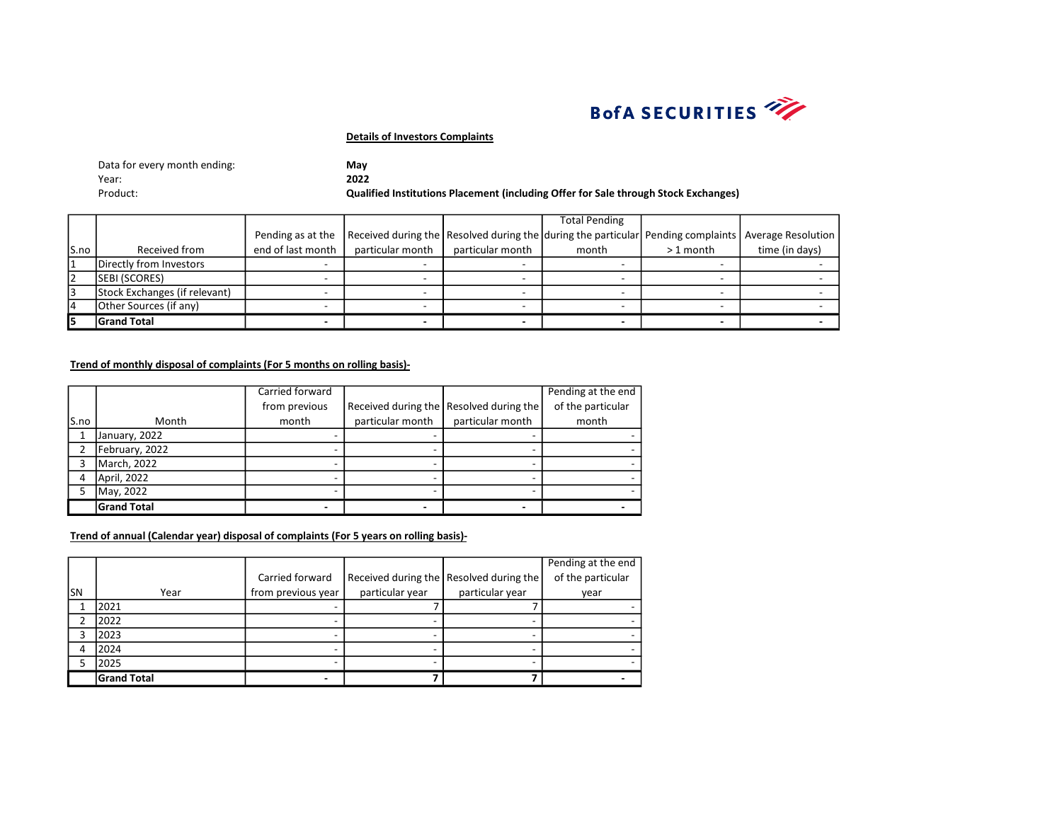BofA SECURITIES

**Details of Investors Complaints**

| | |
|---|---|
| Data for every month ending: | **May** |
| Year: | **2022** |
| Product: | **Qualified Institutions Placement (including Offer for Sale through Stock Exchanges)** |

| S.no | Received from | Pending as at the end of last month | Received during the particular month | Resolved during the particular month | Total Pending during the particular month | Pending complaints > 1 month | Average Resolution time (in days) |
|---|---|---|---|---|---|---|---|
| 1 | Directly from Investors | - | - | - | - | - | - |
| 2 | SEBI (SCORES) | - | - | - | - | - | - |
| 3 | Stock Exchanges (if relevant) | - | - | - | - | - | - |
| 4 | Other Sources (if any) | - | - | - | - | - | - |
| **5** | **Grand Total** | **-** | **-** | **-** | **-** | **-** | **-** |

**Trend of monthly disposal of complaints (For 5 months on rolling basis)-**

| S.no | Month | Carried forward from previous month | Received during the particular month | Resolved during the particular month | Pending at the end of the particular month |
|---|---|---|---|---|---|
| 1 | January, 2022 | - | - | - | - |
| 2 | February, 2022 | - | - | - | - |
| 3 | March, 2022 | - | - | - | - |
| 4 | April, 2022 | - | - | - | - |
| 5 | May, 2022 | - | - | - | - |
| | **Grand Total** | **-** | **-** | **-** | **-** |

**Trend of annual (Calendar year) disposal of complaints (For 5 years on rolling basis)-**

| SN | Year | Carried forward from previous year | Received during the particular year | Resolved during the particular year | Pending at the end of the particular year |
|---|---|---|---|---|---|
| 1 | 2021 | - | 7 | 7 | - |
| 2 | 2022 | - | - | - | - |
| 3 | 2023 | - | - | - | - |
| 4 | 2024 | - | - | - | - |
| 5 | 2025 | - | - | - | - |
| | **Grand Total** | **-** | **7** | **7** | **-** |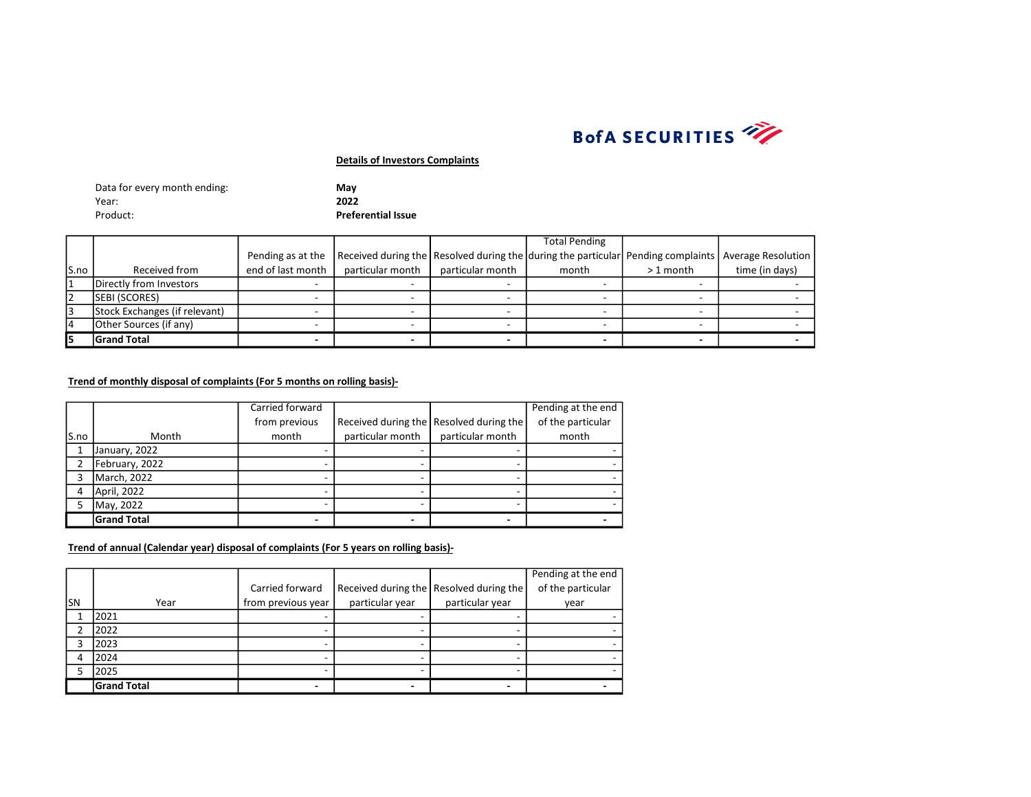BofA SECURITIES

**Details of Investors Complaints**

Data for every month ending: **May**
Year: **2022**
Product: **Preferential Issue**

| S.no | Received from | Pending as at the end of last month | Received during the particular month | Resolved during the particular month | Total Pending during the particular month | Pending complaints > 1 month | Average Resolution time (in days) |
|---|---|---|---|---|---|---|---|
| 1 | Directly from Investors | - | - | - | - | - | - |
| 2 | SEBI (SCORES) | - | - | - | - | - | - |
| 3 | Stock Exchanges (if relevant) | - | - | - | - | - | - |
| 4 | Other Sources (if any) | - | - | - | - | - | - |
| **5** | **Grand Total** | **-** | **-** | **-** | **-** | **-** | **-** |

**Trend of monthly disposal of complaints (For 5 months on rolling basis)-**

| S.no | Month | Carried forward from previous month | Received during the particular month | Resolved during the particular month | Pending at the end of the particular month |
|---|---|---|---|---|---|
| 1 | January, 2022 | - | - | - | - |
| 2 | February, 2022 | - | - | - | - |
| 3 | March, 2022 | - | - | - | - |
| 4 | April, 2022 | - | - | - | - |
| 5 | May, 2022 | - | - | - | - |
| | **Grand Total** | **-** | **-** | **-** | **-** |

**Trend of annual (Calendar year) disposal of complaints (For 5 years on rolling basis)-**

| SN | Year | Carried forward from previous year | Received during the particular year | Resolved during the particular year | Pending at the end of the particular year |
|---|---|---|---|---|---|
| 1 | 2021 | - | - | - | - |
| 2 | 2022 | - | - | - | - |
| 3 | 2023 | - | - | - | - |
| 4 | 2024 | - | - | - | - |
| 5 | 2025 | - | - | - | - |
| | **Grand Total** | **-** | **-** | **-** | **-** |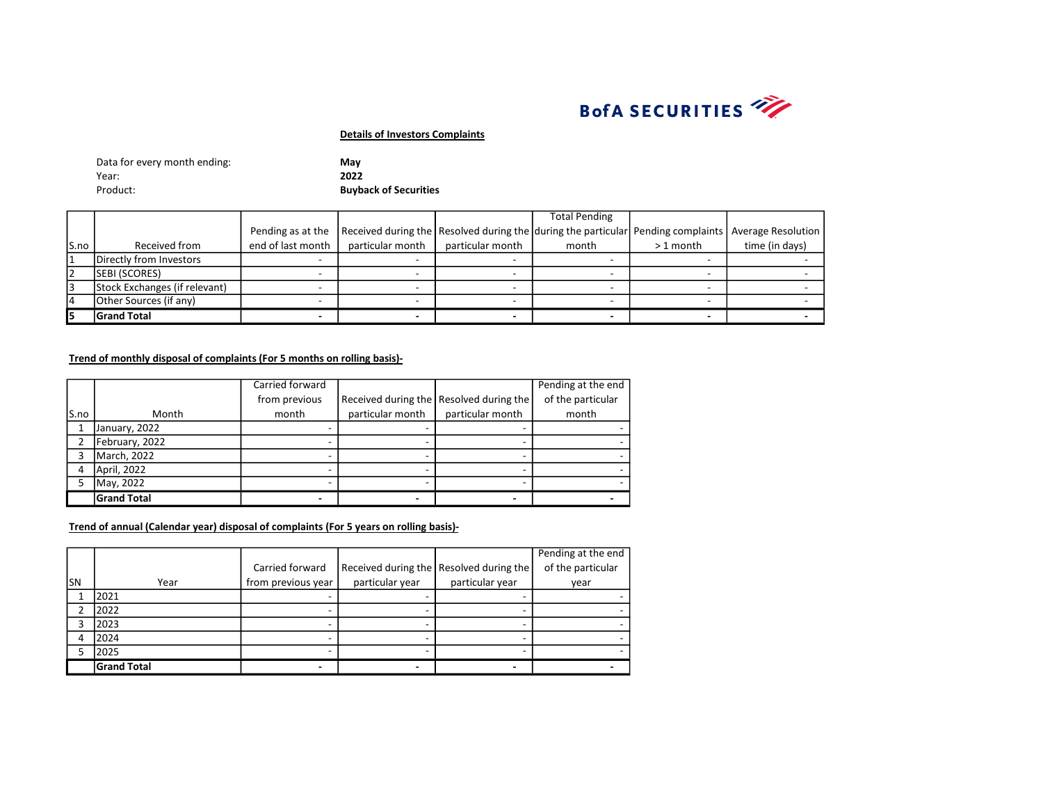BofA SECURITIES

**Details of Investors Complaints**

Data for every month ending: **May**
Year: **2022**
Product: **Buyback of Securities**

| S.no | Received from | Pending as at the end of last month | Received during the particular month | Resolved during the particular month | Total Pending during the particular month | Pending complaints > 1 month | Average Resolution time (in days) |
|---|---|---|---|---|---|---|---|
| 1 | Directly from Investors | - | - | - | - | - | - |
| 2 | SEBI (SCORES) | - | - | - | - | - | - |
| 3 | Stock Exchanges (if relevant) | - | - | - | - | - | - |
| 4 | Other Sources (if any) | - | - | - | - | - | - |
| **5** | **Grand Total** | **-** | **-** | **-** | **-** | **-** | **-** |

**Trend of monthly disposal of complaints (For 5 months on rolling basis)-**

| S.no | Month | Carried forward from previous month | Received during the particular month | Resolved during the particular month | Pending at the end of the particular month |
|---|---|---|---|---|---|
| 1 | January, 2022 | - | - | - | - |
| 2 | February, 2022 | - | - | - | - |
| 3 | March, 2022 | - | - | - | - |
| 4 | April, 2022 | - | - | - | - |
| 5 | May, 2022 | - | - | - | - |
| | **Grand Total** | **-** | **-** | **-** | **-** |

**Trend of annual (Calendar year) disposal of complaints (For 5 years on rolling basis)-**

| SN | Year | Carried forward from previous year | Received during the particular year | Resolved during the particular year | Pending at the end of the particular year |
|---|---|---|---|---|---|
| 1 | 2021 | - | - | - | - |
| 2 | 2022 | - | - | - | - |
| 3 | 2023 | - | - | - | - |
| 4 | 2024 | - | - | - | - |
| 5 | 2025 | - | - | - | - |
| | **Grand Total** | **-** | **-** | **-** | **-** |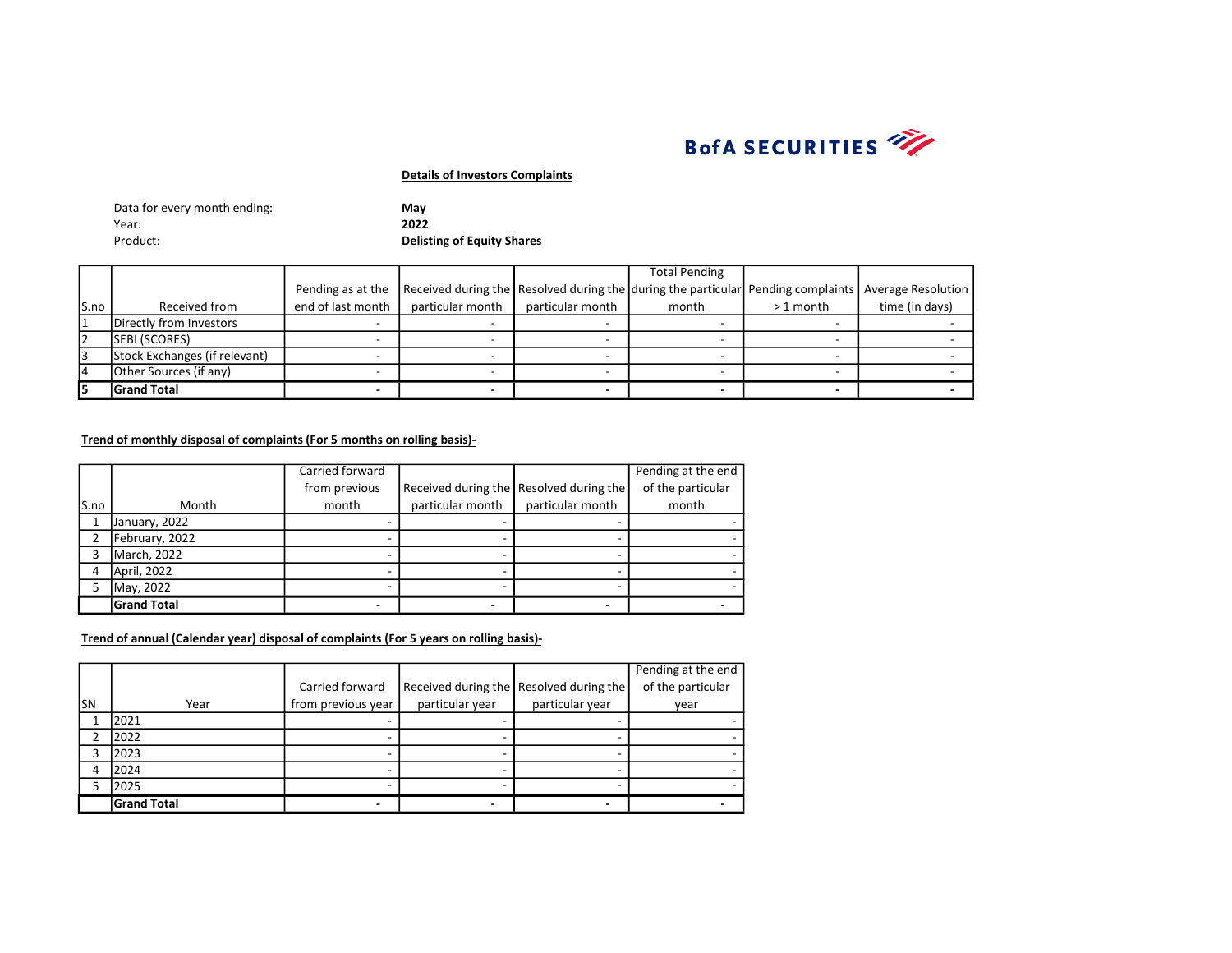BofA SECURITIES

**Details of Investors Complaints**

Data for every month ending: **May**
Year: **2022**
Product: **Delisting of Equity Shares**

| S.no | Received from | Pending as at the end of last month | Received during the particular month | Resolved during the particular month | Total Pending during the particular month | Pending complaints > 1 month | Average Resolution time (in days) |
|---|---|---|---|---|---|---|---|
| 1 | Directly from Investors | - | - | - | - | - | - |
| 2 | SEBI (SCORES) | - | - | - | - | - | - |
| 3 | Stock Exchanges (if relevant) | - | - | - | - | - | - |
| 4 | Other Sources (if any) | - | - | - | - | - | - |
| **5** | **Grand Total** | **-** | **-** | **-** | **-** | **-** | **-** |

**Trend of monthly disposal of complaints (For 5 months on rolling basis)-**

| S.no | Month | Carried forward from previous month | Received during the particular month | Resolved during the particular month | Pending at the end of the particular month |
|---|---|---|---|---|---|
| 1 | January, 2022 | - | - | - | - |
| 2 | February, 2022 | - | - | - | - |
| 3 | March, 2022 | - | - | - | - |
| 4 | April, 2022 | - | - | - | - |
| 5 | May, 2022 | - | - | - | - |
| | **Grand Total** | **-** | **-** | **-** | **-** |

**Trend of annual (Calendar year) disposal of complaints (For 5 years on rolling basis)-**

| SN | Year | Carried forward from previous year | Received during the particular year | Resolved during the particular year | Pending at the end of the particular year |
|---|---|---|---|---|---|
| 1 | 2021 | - | - | - | - |
| 2 | 2022 | - | - | - | - |
| 3 | 2023 | - | - | - | - |
| 4 | 2024 | - | - | - | - |
| 5 | 2025 | - | - | - | - |
| | **Grand Total** | **-** | **-** | **-** | **-** |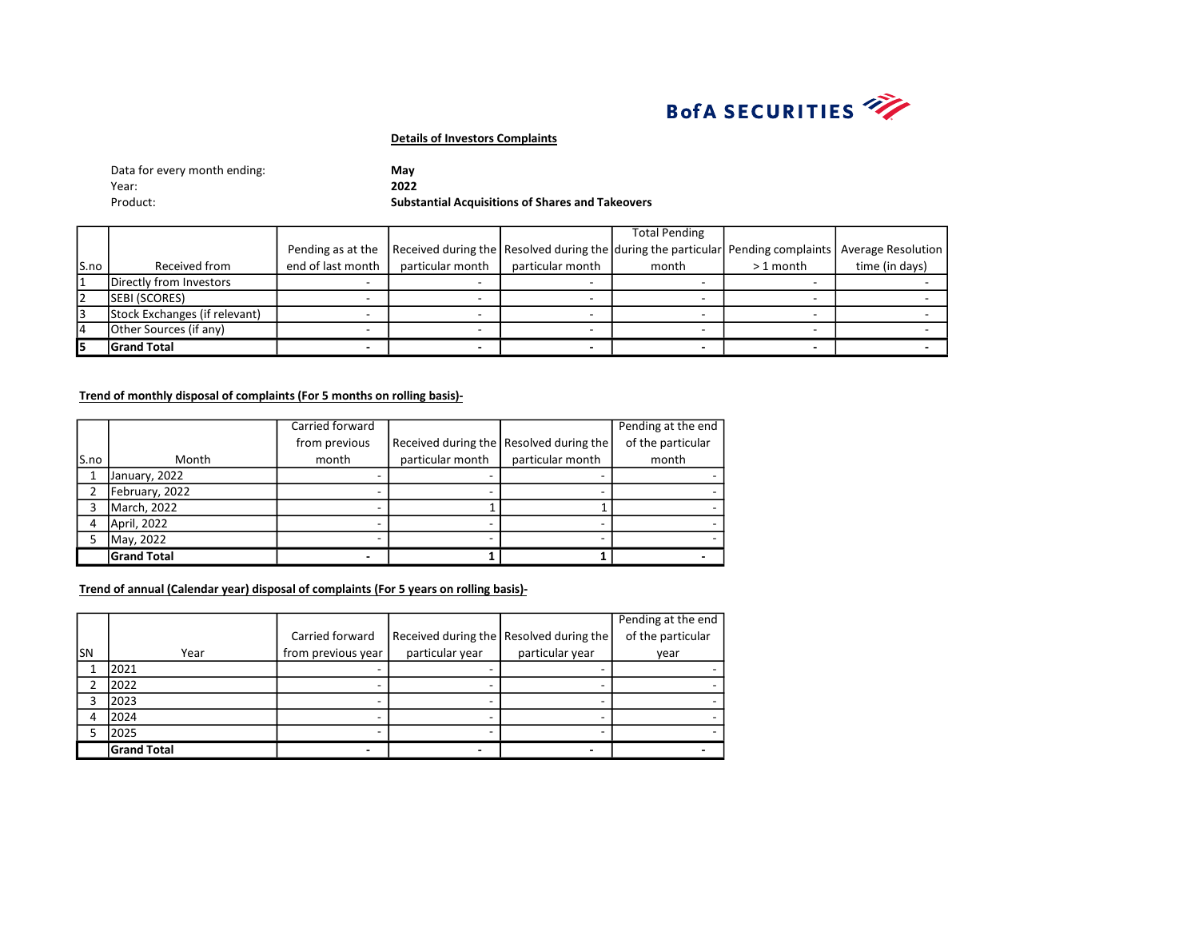BofA SECURITIES

**Details of Investors Complaints**

Data for every month ending: **May**
Year: **2022**
Product: **Substantial Acquisitions of Shares and Takeovers**

| S.no | Received from | Pending as at the end of last month | Received during the particular month | Resolved during the particular month | Total Pending during the particular month | Pending complaints > 1 month | Average Resolution time (in days) |
|---|---|---|---|---|---|---|---|
| 1 | Directly from Investors | - | - | - | - | - | - |
| 2 | SEBI (SCORES) | - | - | - | - | - | - |
| 3 | Stock Exchanges (if relevant) | - | - | - | - | - | - |
| 4 | Other Sources (if any) | - | - | - | - | - | - |
| **5** | **Grand Total** | **-** | **-** | **-** | **-** | **-** | **-** |

**Trend of monthly disposal of complaints (For 5 months on rolling basis)-**

| S.no | Month | Carried forward from previous month | Received during the particular month | Resolved during the particular month | Pending at the end of the particular month |
|---|---|---|---|---|---|
| 1 | January, 2022 | - | - | - | - |
| 2 | February, 2022 | - | - | - | - |
| 3 | March, 2022 | - | 1 | 1 | - |
| 4 | April, 2022 | - | - | - | - |
| 5 | May, 2022 | - | - | - | - |
| | **Grand Total** | **-** | **1** | **1** | **-** |

**Trend of annual (Calendar year) disposal of complaints (For 5 years on rolling basis)-**

| SN | Year | Carried forward from previous year | Received during the particular year | Resolved during the particular year | Pending at the end of the particular year |
|---|---|---|---|---|---|
| 1 | 2021 | - | - | - | - |
| 2 | 2022 | - | - | - | - |
| 3 | 2023 | - | - | - | - |
| 4 | 2024 | - | - | - | - |
| 5 | 2025 | - | - | - | - |
| | **Grand Total** | **-** | **-** | **-** | **-** |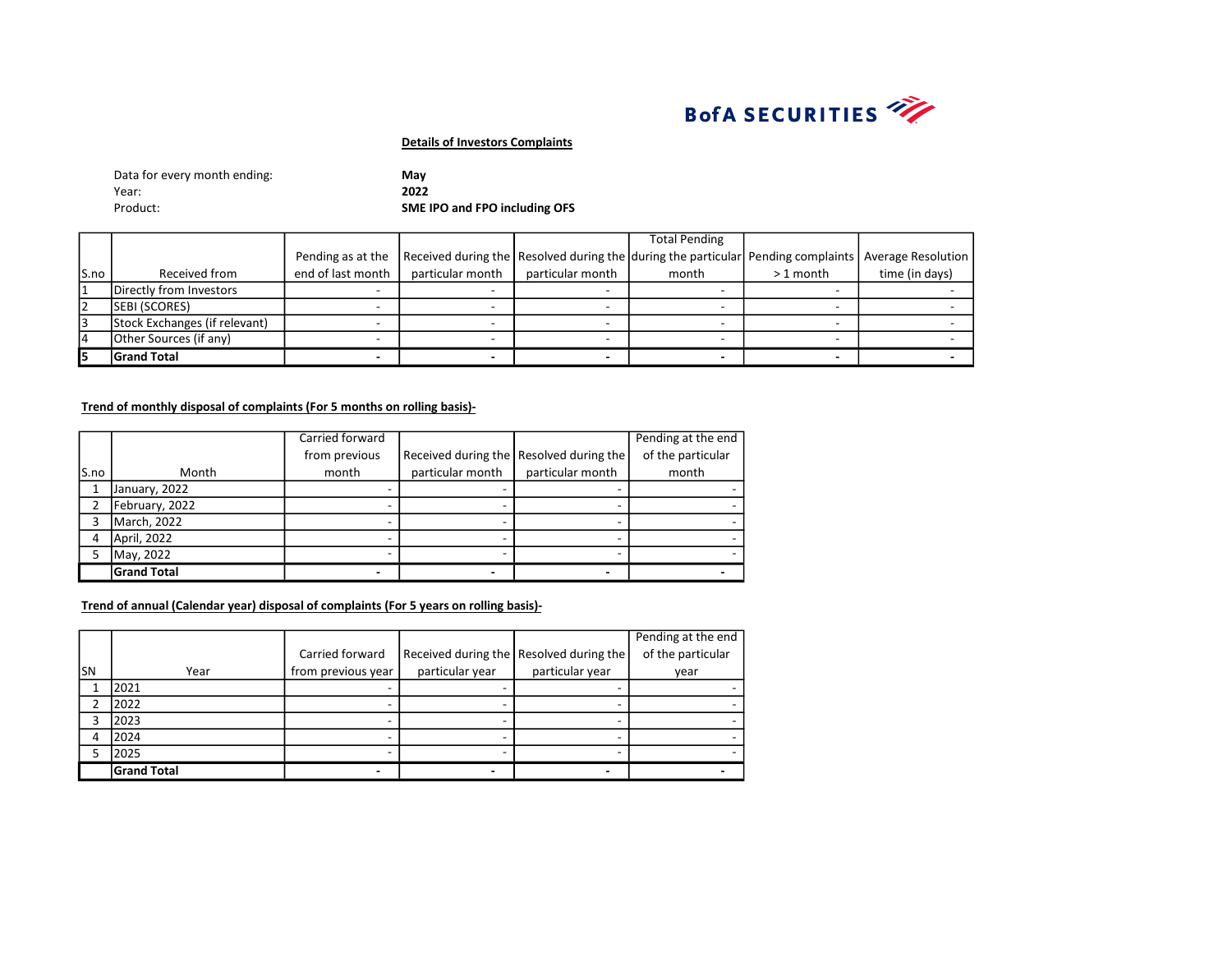BofA SECURITIES

**Details of Investors Complaints**

Data for every month ending: **May**
Year: **2022**
Product: **SME IPO and FPO including OFS**

| S.no | Received from | Pending as at the end of last month | Received during the particular month | Resolved during the particular month | Total Pending during the particular month | Pending complaints > 1 month | Average Resolution time (in days) |
|---|---|---|---|---|---|---|---|
| 1 | Directly from Investors | - | - | - | - | - | - |
| 2 | SEBI (SCORES) | - | - | - | - | - | - |
| 3 | Stock Exchanges (if relevant) | - | - | - | - | - | - |
| 4 | Other Sources (if any) | - | - | - | - | - | - |
| **5** | **Grand Total** | **-** | **-** | **-** | **-** | **-** | **-** |

**Trend of monthly disposal of complaints (For 5 months on rolling basis)-**

| S.no | Month | Carried forward from previous month | Received during the particular month | Resolved during the particular month | Pending at the end of the particular month |
|---|---|---|---|---|---|
| 1 | January, 2022 | - | - | - | - |
| 2 | February, 2022 | - | - | - | - |
| 3 | March, 2022 | - | - | - | - |
| 4 | April, 2022 | - | - | - | - |
| 5 | May, 2022 | - | - | - | - |
| | **Grand Total** | **-** | **-** | **-** | **-** |

**Trend of annual (Calendar year) disposal of complaints (For 5 years on rolling basis)-**

| SN | Year | Carried forward from previous year | Received during the particular year | Resolved during the particular year | Pending at the end of the particular year |
|---|---|---|---|---|---|
| 1 | 2021 | - | - | - | - |
| 2 | 2022 | - | - | - | - |
| 3 | 2023 | - | - | - | - |
| 4 | 2024 | - | - | - | - |
| 5 | 2025 | - | - | - | - |
| | **Grand Total** | **-** | **-** | **-** | **-** |